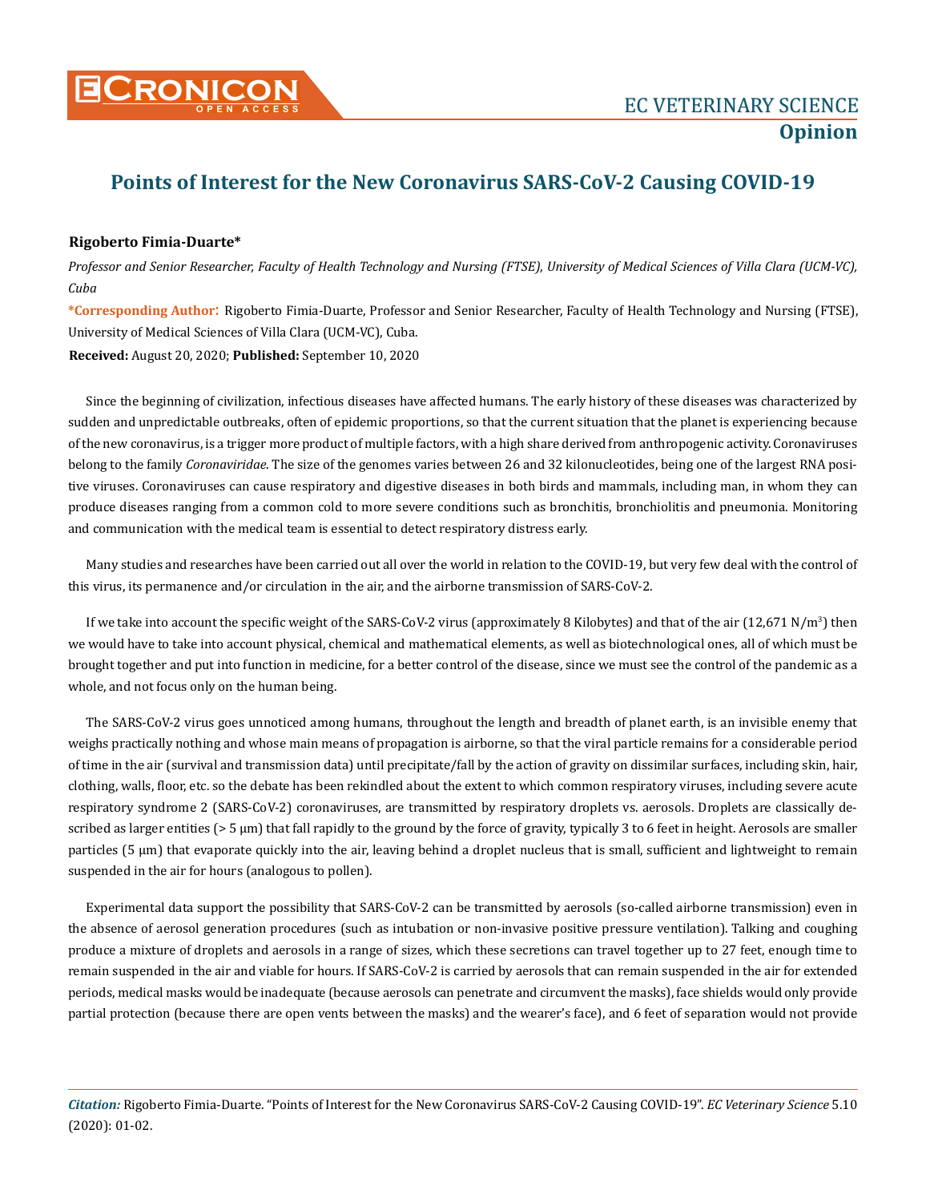# Points of Interest for the New Coronavirus SARS-CoV-2 Causing COVID-19

**Rigoberto Fimia-Duarte***

*Professor and Senior Researcher, Faculty of Health Technology and Nursing (FTSE), University of Medical Sciences of Villa Clara (UCM-VC), Cuba*

***Corresponding Author**: Rigoberto Fimia-Duarte, Professor and Senior Researcher, Faculty of Health Technology and Nursing (FTSE), University of Medical Sciences of Villa Clara (UCM-VC), Cuba.

**Received:** August 20, 2020; **Published:** September 10, 2020

Since the beginning of civilization, infectious diseases have affected humans. The early history of these diseases was characterized by sudden and unpredictable outbreaks, often of epidemic proportions, so that the current situation that the planet is experiencing because of the new coronavirus, is a trigger more product of multiple factors, with a high share derived from anthropogenic activity. Coronaviruses belong to the family *Coronaviridae*. The size of the genomes varies between 26 and 32 kilonucleotides, being one of the largest RNA positive viruses. Coronaviruses can cause respiratory and digestive diseases in both birds and mammals, including man, in whom they can produce diseases ranging from a common cold to more severe conditions such as bronchitis, bronchiolitis and pneumonia. Monitoring and communication with the medical team is essential to detect respiratory distress early.

Many studies and researches have been carried out all over the world in relation to the COVID-19, but very few deal with the control of this virus, its permanence and/or circulation in the air, and the airborne transmission of SARS-CoV-2.

If we take into account the specific weight of the SARS-CoV-2 virus (approximately 8 Kilobytes) and that of the air (12,671 $N/m^3$) then we would have to take into account physical, chemical and mathematical elements, as well as biotechnological ones, all of which must be brought together and put into function in medicine, for a better control of the disease, since we must see the control of the pandemic as a whole, and not focus only on the human being.

The SARS-CoV-2 virus goes unnoticed among humans, throughout the length and breadth of planet earth, is an invisible enemy that weighs practically nothing and whose main means of propagation is airborne, so that the viral particle remains for a considerable period of time in the air (survival and transmission data) until precipitate/fall by the action of gravity on dissimilar surfaces, including skin, hair, clothing, walls, floor, etc. so the debate has been rekindled about the extent to which common respiratory viruses, including severe acute respiratory syndrome 2 (SARS-CoV-2) coronaviruses, are transmitted by respiratory droplets vs. aerosols. Droplets are classically described as larger entities (> 5 μm) that fall rapidly to the ground by the force of gravity, typically 3 to 6 feet in height. Aerosols are smaller particles (5 μm) that evaporate quickly into the air, leaving behind a droplet nucleus that is small, sufficient and lightweight to remain suspended in the air for hours (analogous to pollen).

Experimental data support the possibility that SARS-CoV-2 can be transmitted by aerosols (so-called airborne transmission) even in the absence of aerosol generation procedures (such as intubation or non-invasive positive pressure ventilation). Talking and coughing produce a mixture of droplets and aerosols in a range of sizes, which these secretions can travel together up to 27 feet, enough time to remain suspended in the air and viable for hours. If SARS-CoV-2 is carried by aerosols that can remain suspended in the air for extended periods, medical masks would be inadequate (because aerosols can penetrate and circumvent the masks), face shields would only provide partial protection (because there are open vents between the masks) and the wearer's face), and 6 feet of separation would not provide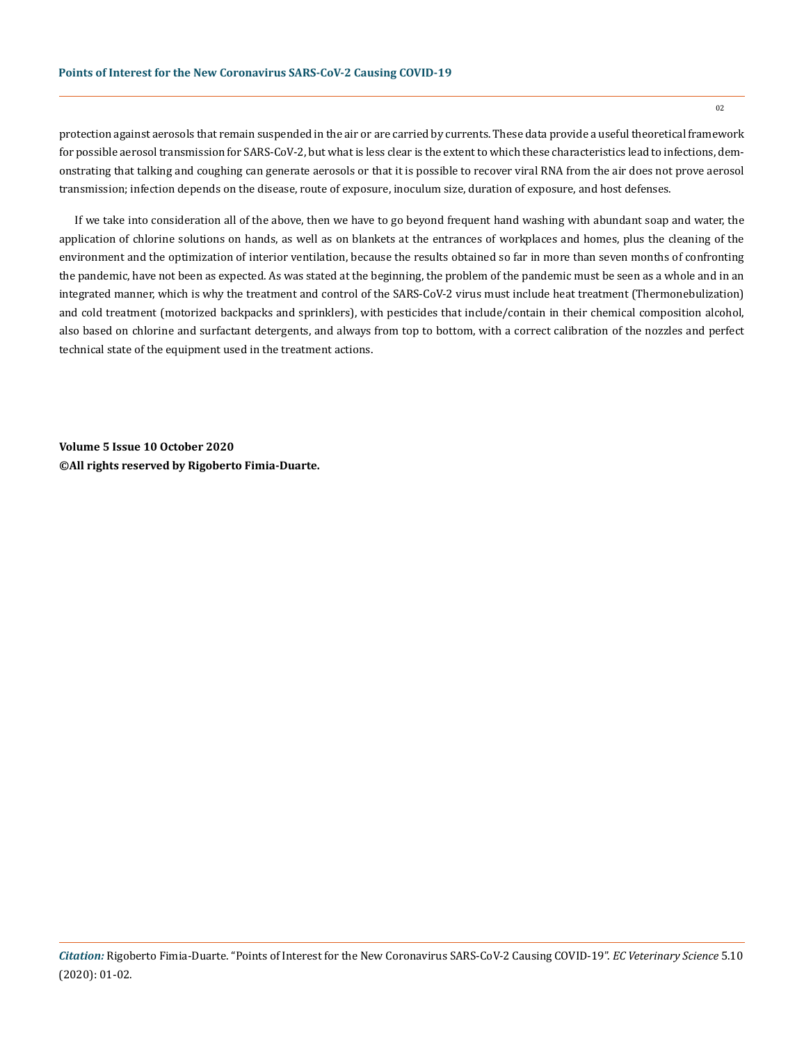protection against aerosols that remain suspended in the air or are carried by currents. These data provide a useful theoretical framework for possible aerosol transmission for SARS-CoV-2, but what is less clear is the extent to which these characteristics lead to infections, demonstrating that talking and coughing can generate aerosols or that it is possible to recover viral RNA from the air does not prove aerosol transmission; infection depends on the disease, route of exposure, inoculum size, duration of exposure, and host defenses.

If we take into consideration all of the above, then we have to go beyond frequent hand washing with abundant soap and water, the application of chlorine solutions on hands, as well as on blankets at the entrances of workplaces and homes, plus the cleaning of the environment and the optimization of interior ventilation, because the results obtained so far in more than seven months of confronting the pandemic, have not been as expected. As was stated at the beginning, the problem of the pandemic must be seen as a whole and in an integrated manner, which is why the treatment and control of the SARS-CoV-2 virus must include heat treatment (Thermonebulization) and cold treatment (motorized backpacks and sprinklers), with pesticides that include/contain in their chemical composition alcohol, also based on chlorine and surfactant detergents, and always from top to bottom, with a correct calibration of the nozzles and perfect technical state of the equipment used in the treatment actions.

**Volume 5 Issue 10 October 2020**
**©All rights reserved by Rigoberto Fimia-Duarte.**